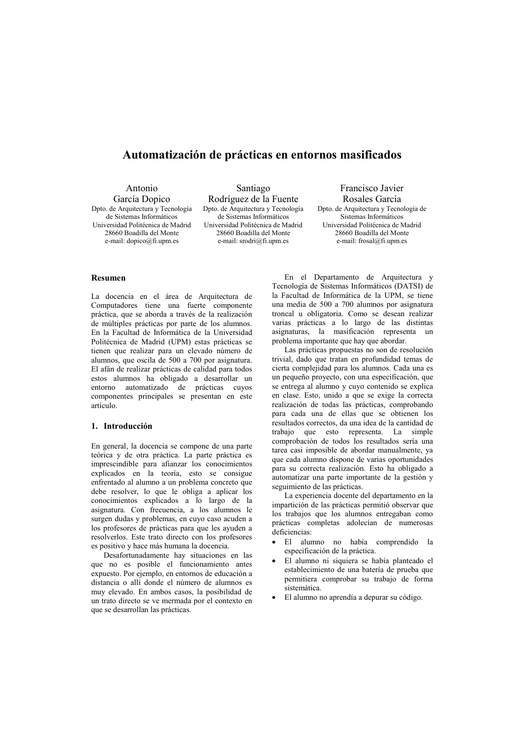# Automatización de prácticas en entornos masificados

Antonio García Dopico
Dpto. de Arquitectura y Tecnología de Sistemas Informáticos
Universidad Politécnica de Madrid
28660 Boadilla del Monte
e-mail: dopico@fi.upm.es

Santiago Rodríguez de la Fuente
Dpto. de Arquitectura y Tecnología de Sistemas Informáticos
Universidad Politécnica de Madrid
28660 Boadilla del Monte
e-mail: srodri@fi.upm.es

Francisco Javier Rosales García
Dpto. de Arquitectura y Tecnología de Sistemas Informáticos
Universidad Politécnica de Madrid
28660 Boadilla del Monte
e-mail: frosal@fi.upm.es

## Resumen

La docencia en el área de Arquitectura de Computadores tiene una fuerte componente práctica, que se aborda a través de la realización de múltiples prácticas por parte de los alumnos. En la Facultad de Informática de la Universidad Politécnica de Madrid (UPM) estas prácticas se tienen que realizar para un elevado número de alumnos, que oscila de 500 a 700 por asignatura. El afán de realizar prácticas de calidad para todos estos alumnos ha obligado a desarrollar un entorno automatizado de prácticas cuyos componentes principales se presentan en este artículo.

## 1. Introducción

En general, la docencia se compone de una parte teórica y de otra práctica. La parte práctica es imprescindible para afianzar los conocimientos explicados en la teoría, esto se consigue enfrentado al alumno a un problema concreto que debe resolver, lo que le obliga a aplicar los conocimientos explicados a lo largo de la asignatura. Con frecuencia, a los alumnos le surgen dudas y problemas, en cuyo caso acuden a los profesores de prácticas para que les ayuden a resolverlos. Este trato directo con los profesores es positivo y hace más humana la docencia.

Desafortunadamente hay situaciones en las que no es posible el funcionamiento antes expuesto. Por ejemplo, en entornos de educación a distancia o allí donde el número de alumnos es muy elevado. En ambos casos, la posibilidad de un trato directo se ve mermada por el contexto en que se desarrollan las prácticas.

En el Departamento de Arquitectura y Tecnología de Sistemas Informáticos (DATSI) de la Facultad de Informática de la UPM, se tiene una media de 500 a 700 alumnos por asignatura troncal u obligatoria. Como se desean realizar varias prácticas a lo largo de las distintas asignaturas, la masificación representa un problema importante que hay que abordar.

Las prácticas propuestas no son de resolución trivial, dado que tratan en profundidad temas de cierta complejidad para los alumnos. Cada una es un pequeño proyecto, con una especificación, que se entrega al alumno y cuyo contenido se explica en clase. Esto, unido a que se exige la correcta realización de todas las prácticas, comprobando para cada una de ellas que se obtienen los resultados correctos, da una idea de la cantidad de trabajo que esto representa. La simple comprobación de todos los resultados sería una tarea casi imposible de abordar manualmente, ya que cada alumno dispone de varias oportunidades para su correcta realización. Esto ha obligado a automatizar una parte importante de la gestión y seguimiento de las prácticas.

La experiencia docente del departamento en la impartición de las prácticas permitió observar que los trabajos que los alumnos entregaban como prácticas completas adolecían de numerosas deficiencias:

- El alumno no había comprendido la especificación de la práctica.
- El alumno ni siquiera se había planteado el establecimiento de una batería de prueba que permitiera comprobar su trabajo de forma sistemática.
- El alumno no aprendía a depurar su código.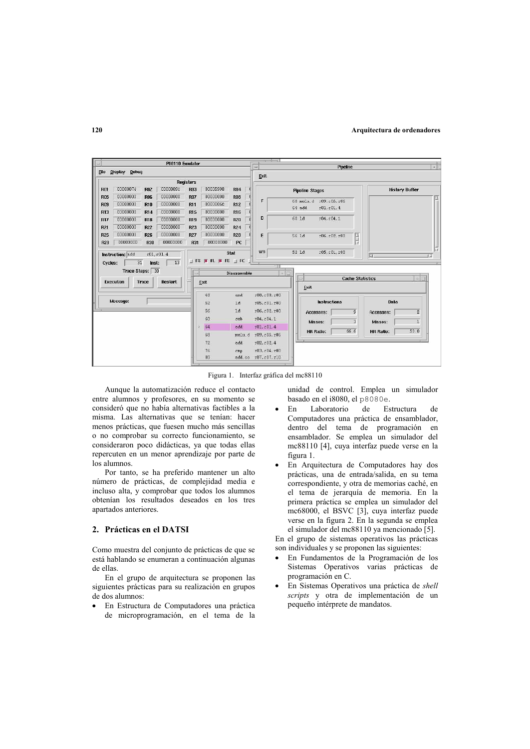Figura 1. Interfaz gráfica del mc88110

Aunque la automatización reduce el contacto entre alumnos y profesores, en su momento se consideró que no había alternativas factibles a la misma. Las alternativas que se tenían: hacer menos prácticas, que fuesen mucho más sencillas o no comprobar su correcto funcionamiento, se consideraron poco didácticas, ya que todas ellas repercuten en un menor aprendizaje por parte de los alumnos.

Por tanto, se ha preferido mantener un alto número de prácticas, de complejidad media e incluso alta, y comprobar que todos los alumnos obtenían los resultados deseados en los tres apartados anteriores.

## 2. Prácticas en el DATSI

Como muestra del conjunto de prácticas de que se está hablando se enumeran a continuación algunas de ellas.

En el grupo de arquitectura se proponen las siguientes prácticas para su realización en grupos de dos alumnos:

- En Estructura de Computadores una práctica de microprogramación, en el tema de la unidad de control. Emplea un simulador basado en el i8080, el `p8080e`.
- En Laboratorio de Estructura de Computadores una práctica de ensamblador, dentro del tema de programación en ensamblador. Se emplea un simulador del mc88110 [4], cuya interfaz puede verse en la figura 1.
- En Arquitectura de Computadores hay dos prácticas, una de entrada/salida, en su tema correspondiente, y otra de memorias caché, en el tema de jerarquía de memoria. En la primera práctica se emplea un simulador del mc68000, el BSVC [3], cuya interfaz puede verse en la figura 2. En la segunda se emplea el simulador del mc88110 ya mencionado [5].

En el grupo de sistemas operativos las prácticas son individuales y se proponen las siguientes:

- En Fundamentos de la Programación de los Sistemas Operativos varias prácticas de programación en C.
- En Sistemas Operativos una práctica de *shell scripts* y otra de implementación de un pequeño intérprete de mandatos.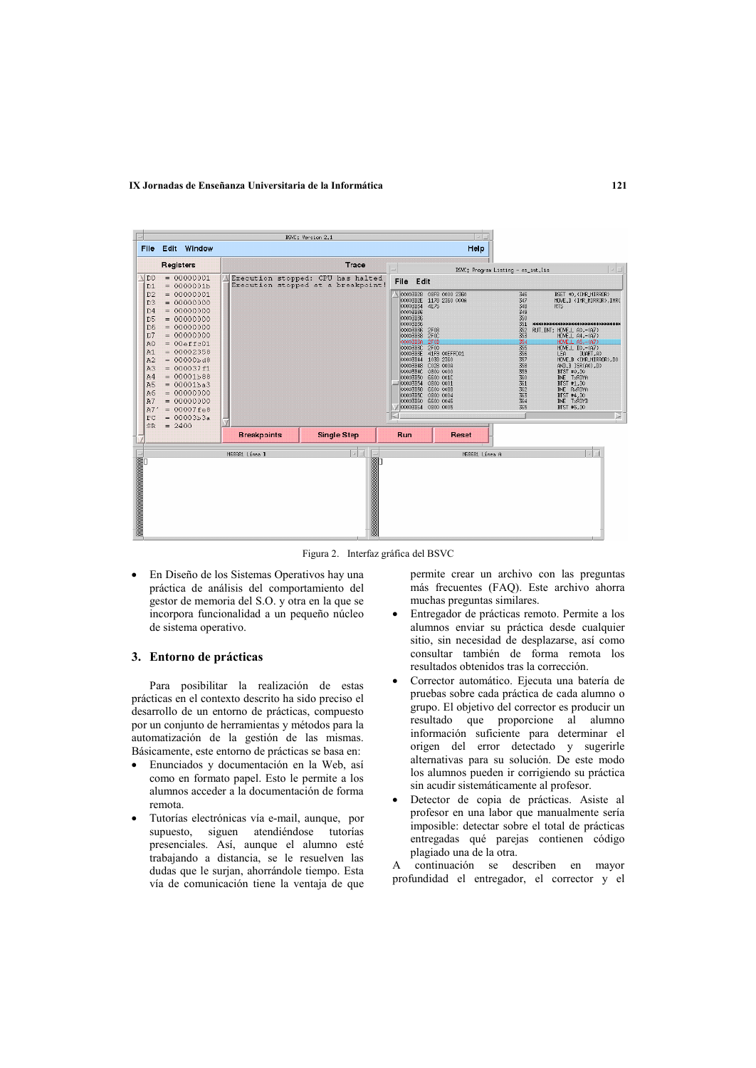Figura 2. Interfaz gráfica del BSVC

- En Diseño de los Sistemas Operativos hay una práctica de análisis del comportamiento del gestor de memoria del S.O. y otra en la que se incorpora funcionalidad a un pequeño núcleo de sistema operativo.

## 3. Entorno de prácticas

Para posibilitar la realización de estas prácticas en el contexto descrito ha sido preciso el desarrollo de un entorno de prácticas, compuesto por un conjunto de herramientas y métodos para la automatización de la gestión de las mismas. Básicamente, este entorno de prácticas se basa en:

- Enunciados y documentación en la Web, así como en formato papel. Esto le permite a los alumnos acceder a la documentación de forma remota.
- Tutorías electrónicas vía e-mail, aunque, por supuesto, siguen atendiéndose tutorías presenciales. Así, aunque el alumno esté trabajando a distancia, se le resuelven las dudas que le surjan, ahorrándole tiempo. Esta vía de comunicación tiene la ventaja de que permite crear un archivo con las preguntas más frecuentes (FAQ). Este archivo ahorra muchas preguntas similares.
- Entregador de prácticas remoto. Permite a los alumnos enviar su práctica desde cualquier sitio, sin necesidad de desplazarse, así como consultar también de forma remota los resultados obtenidos tras la corrección.
- Corrector automático. Ejecuta una batería de pruebas sobre cada práctica de cada alumno o grupo. El objetivo del corrector es producir un resultado que proporcione al alumno información suficiente para determinar el origen del error detectado y sugerirle alternativas para su solución. De este modo los alumnos pueden ir corrigiendo su práctica sin acudir sistemáticamente al profesor.
- Detector de copia de prácticas. Asiste al profesor en una labor que manualmente sería imposible: detectar sobre el total de prácticas entregadas qué parejas contienen código plagiado una de la otra.

A continuación se describen en mayor profundidad el entregador, el corrector y el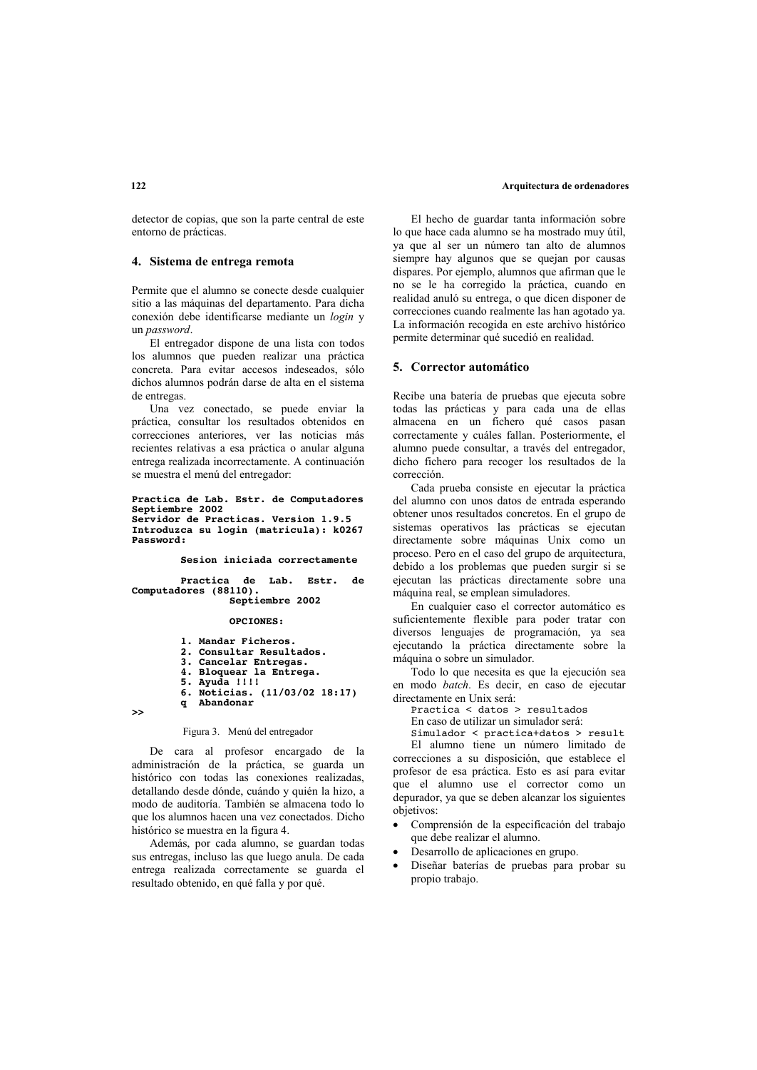detector de copias, que son la parte central de este entorno de prácticas.

## 4. Sistema de entrega remota

Permite que el alumno se conecte desde cualquier sitio a las máquinas del departamento. Para dicha conexión debe identificarse mediante un *login* y un *password*.

El entregador dispone de una lista con todos los alumnos que pueden realizar una práctica concreta. Para evitar accesos indeseados, sólo dichos alumnos podrán darse de alta en el sistema de entregas.

Una vez conectado, se puede enviar la práctica, consultar los resultados obtenidos en correcciones anteriores, ver las noticias más recientes relativas a esa práctica o anular alguna entrega realizada incorrectamente. A continuación se muestra el menú del entregador:

```
Practica de Lab. Estr. de Computadores
Septiembre 2002
Servidor de Practicas. Version 1.9.5
Introduzca su login (matricula): k0267
Password:

        Sesion iniciada correctamente

        Practica  de  Lab.  Estr.  de
Computadores (88110).
                Septiembre 2002

                OPCIONES:

        1. Mandar Ficheros.
        2. Consultar Resultados.
        3. Cancelar Entregas.
        4. Bloquear la Entrega.
        5. Ayuda !!!!
        6. Noticias. (11/03/02 18:17)
        q  Abandonar
>>
```

Figura 3. Menú del entregador

De cara al profesor encargado de la administración de la práctica, se guarda un histórico con todas las conexiones realizadas, detallando desde dónde, cuándo y quién la hizo, a modo de auditoría. También se almacena todo lo que los alumnos hacen una vez conectados. Dicho histórico se muestra en la figura 4.

Además, por cada alumno, se guardan todas sus entregas, incluso las que luego anula. De cada entrega realizada correctamente se guarda el resultado obtenido, en qué falla y por qué.

El hecho de guardar tanta información sobre lo que hace cada alumno se ha mostrado muy útil, ya que al ser un número tan alto de alumnos siempre hay algunos que se quejan por causas dispares. Por ejemplo, alumnos que afirman que le no se le ha corregido la práctica, cuando en realidad anuló su entrega, o que dicen disponer de correcciones cuando realmente las han agotado ya. La información recogida en este archivo histórico permite determinar qué sucedió en realidad.

## 5. Corrector automático

Recibe una batería de pruebas que ejecuta sobre todas las prácticas y para cada una de ellas almacena en un fichero qué casos pasan correctamente y cuáles fallan. Posteriormente, el alumno puede consultar, a través del entregador, dicho fichero para recoger los resultados de la corrección.

Cada prueba consiste en ejecutar la práctica del alumno con unos datos de entrada esperando obtener unos resultados concretos. En el grupo de sistemas operativos las prácticas se ejecutan directamente sobre máquinas Unix como un proceso. Pero en el caso del grupo de arquitectura, debido a los problemas que pueden surgir si se ejecutan las prácticas directamente sobre una máquina real, se emplean simuladores.

En cualquier caso el corrector automático es suficientemente flexible para poder tratar con diversos lenguajes de programación, ya sea ejecutando la práctica directamente sobre la máquina o sobre un simulador.

Todo lo que necesita es que la ejecución sea en modo *batch*. Es decir, en caso de ejecutar directamente en Unix será:

```
Practica < datos > resultados
```

En caso de utilizar un simulador será:

```
Simulador < practica+datos > result
```

El alumno tiene un número limitado de correcciones a su disposición, que establece el profesor de esa práctica. Esto es así para evitar que el alumno use el corrector como un depurador, ya que se deben alcanzar los siguientes objetivos:

- Comprensión de la especificación del trabajo que debe realizar el alumno.
- Desarrollo de aplicaciones en grupo.
- Diseñar baterías de pruebas para probar su propio trabajo.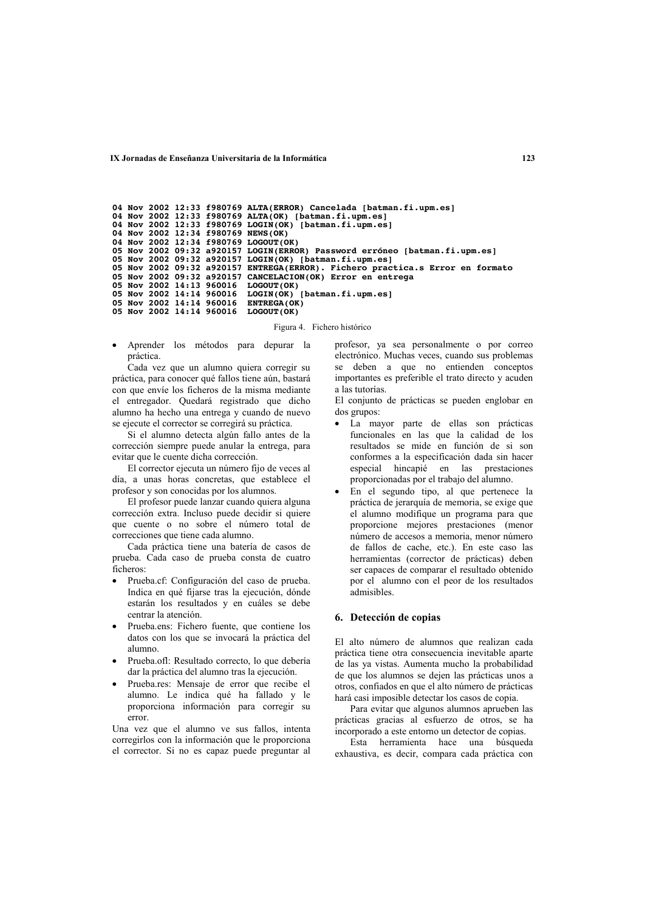```
04 Nov 2002 12:33 f980769 ALTA(ERROR) Cancelada [batman.fi.upm.es]
04 Nov 2002 12:33 f980769 ALTA(OK) [batman.fi.upm.es]
04 Nov 2002 12:33 f980769 LOGIN(OK) [batman.fi.upm.es]
04 Nov 2002 12:34 f980769 NEWS(OK)
04 Nov 2002 12:34 f980769 LOGOUT(OK)
05 Nov 2002 09:32 a920157 LOGIN(ERROR) Password erróneo [batman.fi.upm.es]
05 Nov 2002 09:32 a920157 LOGIN(OK) [batman.fi.upm.es]
05 Nov 2002 09:32 a920157 ENTREGA(ERROR). Fichero practica.s Error en formato
05 Nov 2002 09:32 a920157 CANCELACION(OK) Error en entrega
05 Nov 2002 14:13 960016  LOGOUT(OK)
05 Nov 2002 14:14 960016  LOGIN(OK) [batman.fi.upm.es]
05 Nov 2002 14:14 960016  ENTREGA(OK)
05 Nov 2002 14:14 960016  LOGOUT(OK)
```

Figura 4. Fichero histórico

- Aprender los métodos para depurar la práctica.

Cada vez que un alumno quiera corregir su práctica, para conocer qué fallos tiene aún, bastará con que envíe los ficheros de la misma mediante el entregador. Quedará registrado que dicho alumno ha hecho una entrega y cuando de nuevo se ejecute el corrector se corregirá su práctica.

Si el alumno detecta algún fallo antes de la corrección siempre puede anular la entrega, para evitar que le cuente dicha corrección.

El corrector ejecuta un número fijo de veces al día, a unas horas concretas, que establece el profesor y son conocidas por los alumnos.

El profesor puede lanzar cuando quiera alguna corrección extra. Incluso puede decidir si quiere que cuente o no sobre el número total de correcciones que tiene cada alumno.

Cada práctica tiene una batería de casos de prueba. Cada caso de prueba consta de cuatro ficheros:

- Prueba.cf: Configuración del caso de prueba. Indica en qué fijarse tras la ejecución, dónde estarán los resultados y en cuáles se debe centrar la atención.
- Prueba.ens: Fichero fuente, que contiene los datos con los que se invocará la práctica del alumno.
- Prueba.ofl: Resultado correcto, lo que debería dar la práctica del alumno tras la ejecución.
- Prueba.res: Mensaje de error que recibe el alumno. Le indica qué ha fallado y le proporciona información para corregir su error.

Una vez que el alumno ve sus fallos, intenta corregirlos con la información que le proporciona el corrector. Si no es capaz puede preguntar al profesor, ya sea personalmente o por correo electrónico. Muchas veces, cuando sus problemas se deben a que no entienden conceptos importantes es preferible el trato directo y acuden a las tutorías.

El conjunto de prácticas se pueden englobar en dos grupos:

- La mayor parte de ellas son prácticas funcionales en las que la calidad de los resultados se mide en función de si son conformes a la especificación dada sin hacer especial hincapié en las prestaciones proporcionadas por el trabajo del alumno.
- En el segundo tipo, al que pertenece la práctica de jerarquía de memoria, se exige que el alumno modifique un programa para que proporcione mejores prestaciones (menor número de accesos a memoria, menor número de fallos de cache, etc.). En este caso las herramientas (corrector de prácticas) deben ser capaces de comparar el resultado obtenido por el alumno con el peor de los resultados admisibles.

## 6. Detección de copias

El alto número de alumnos que realizan cada práctica tiene otra consecuencia inevitable aparte de las ya vistas. Aumenta mucho la probabilidad de que los alumnos se dejen las prácticas unos a otros, confiados en que el alto número de prácticas hará casi imposible detectar los casos de copia.

Para evitar que algunos alumnos aprueben las prácticas gracias al esfuerzo de otros, se ha incorporado a este entorno un detector de copias.

Esta herramienta hace una búsqueda exhaustiva, es decir, compara cada práctica con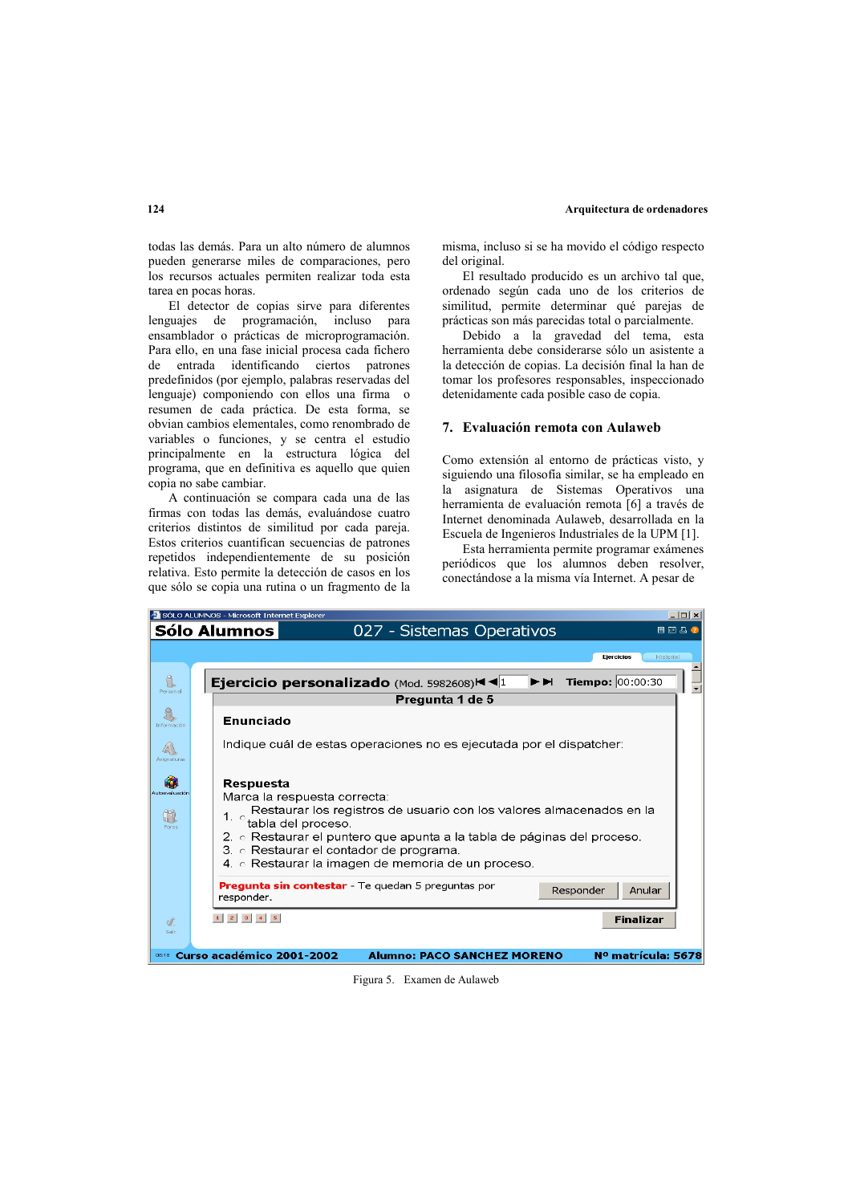todas las demás. Para un alto número de alumnos pueden generarse miles de comparaciones, pero los recursos actuales permiten realizar toda esta tarea en pocas horas.

El detector de copias sirve para diferentes lenguajes de programación, incluso para ensamblador o prácticas de microprogramación. Para ello, en una fase inicial procesa cada fichero de entrada identificando ciertos patrones predefinidos (por ejemplo, palabras reservadas del lenguaje) componiendo con ellos una firma o resumen de cada práctica. De esta forma, se obvian cambios elementales, como renombrado de variables o funciones, y se centra el estudio principalmente en la estructura lógica del programa, que en definitiva es aquello que quien copia no sabe cambiar.

A continuación se compara cada una de las firmas con todas las demás, evaluándose cuatro criterios distintos de similitud por cada pareja. Estos criterios cuantifican secuencias de patrones repetidos independientemente de su posición relativa. Esto permite la detección de casos en los que sólo se copia una rutina o un fragmento de la misma, incluso si se ha movido el código respecto del original.

El resultado producido es un archivo tal que, ordenado según cada uno de los criterios de similitud, permite determinar qué parejas de prácticas son más parecidas total o parcialmente.

Debido a la gravedad del tema, esta herramienta debe considerarse sólo un asistente a la detección de copias. La decisión final la han de tomar los profesores responsables, inspeccionado detenidamente cada posible caso de copia.

## 7. Evaluación remota con Aulaweb

Como extensión al entorno de prácticas visto, y siguiendo una filosofía similar, se ha empleado en la asignatura de Sistemas Operativos una herramienta de evaluación remota [6] a través de Internet denominada Aulaweb, desarrollada en la Escuela de Ingenieros Industriales de la UPM [1].

Esta herramienta permite programar exámenes periódicos que los alumnos deben resolver, conectándose a la misma vía Internet. A pesar de

Sólo Alumnos — 027 - Sistemas Operativos

Ejercicio personalizado (Mod. 5982608) Tiempo: 00:00:30

Pregunta 1 de 5

**Enunciado**

Indique cuál de estas operaciones no es ejecutada por el dispatcher:

**Respuesta**

Marca la respuesta correcta:

1. Restaurar los registros de usuario con los valores almacenados en la tabla del proceso.
2. Restaurar el puntero que apunta a la tabla de páginas del proceso.
3. Restaurar el contador de programa.
4. Restaurar la imagen de memoria de un proceso.

Pregunta sin contestar - Te quedan 5 preguntas por responder.

Curso académico 2001-2002 Alumno: PACO SANCHEZ MORENO Nº matrícula: 5678

Figura 5. Examen de Aulaweb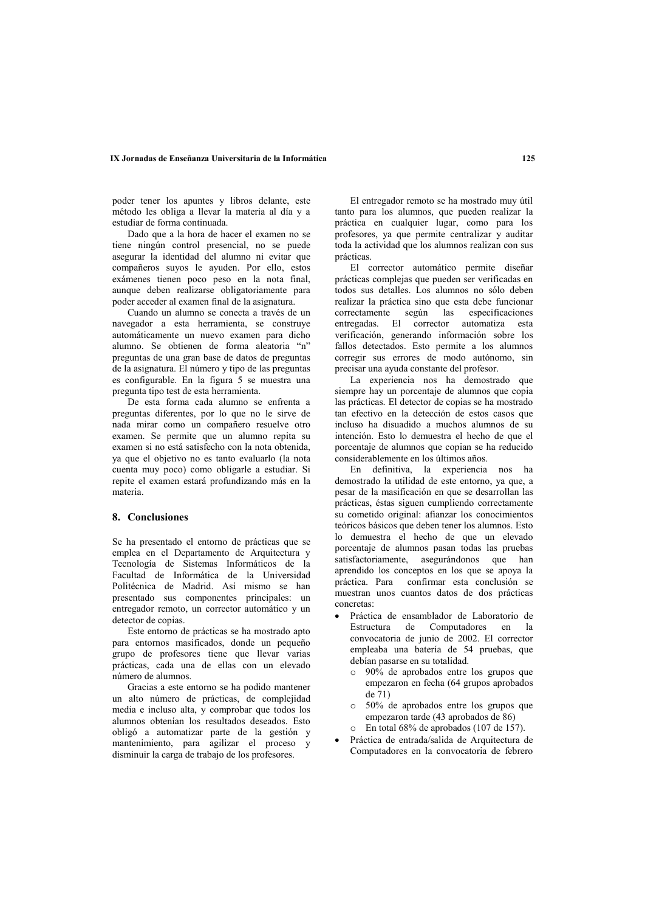poder tener los apuntes y libros delante, este método los obliga a llevar la materia al día y a estudiar de forma continuada.

Dado que a la hora de hacer el examen no se tiene ningún control presencial, no se puede asegurar la identidad del alumno ni evitar que compañeros suyos le ayuden. Por ello, estos exámenes tienen poco peso en la nota final, aunque deben realizarse obligatoriamente para poder acceder al examen final de la asignatura.

Cuando un alumno se conecta a través de un navegador a esta herramienta, se construye automáticamente un nuevo examen para dicho alumno. Se obtienen de forma aleatoria "n" preguntas de una gran base de datos de preguntas de la asignatura. El número y tipo de las preguntas es configurable. En la figura 5 se muestra una pregunta tipo test de esta herramienta.

De esta forma cada alumno se enfrenta a preguntas diferentes, por lo que no le sirve de nada mirar como un compañero resuelve otro examen. Se permite que un alumno repita su examen si no está satisfecho con la nota obtenida, ya que el objetivo no es tanto evaluarlo (la nota cuenta muy poco) como obligarle a estudiar. Si repite el examen estará profundizando más en la materia.

## 8. Conclusiones

Se ha presentado el entorno de prácticas que se emplea en el Departamento de Arquitectura y Tecnología de Sistemas Informáticos de la Facultad de Informática de la Universidad Politécnica de Madrid. Así mismo se han presentado sus componentes principales: un entregador remoto, un corrector automático y un detector de copias.

Este entorno de prácticas se ha mostrado apto para entornos masificados, donde un pequeño grupo de profesores tiene que llevar varias prácticas, cada una de ellas con un elevado número de alumnos.

Gracias a este entorno se ha podido mantener un alto número de prácticas, de complejidad media e incluso alta, y comprobar que todos los alumnos obtenían los resultados deseados. Esto obligó a automatizar parte de la gestión y mantenimiento, para agilizar el proceso y disminuir la carga de trabajo de los profesores.

El entregador remoto se ha mostrado muy útil tanto para los alumnos, que pueden realizar la práctica en cualquier lugar, como para los profesores, ya que permite centralizar y auditar toda la actividad que los alumnos realizan con sus prácticas.

El corrector automático permite diseñar prácticas complejas que pueden ser verificadas en todos sus detalles. Los alumnos no sólo deben realizar la práctica sino que esta debe funcionar correctamente según las especificaciones entregadas. El corrector automatiza esta verificación, generando información sobre los fallos detectados. Esto permite a los alumnos corregir sus errores de modo autónomo, sin precisar una ayuda constante del profesor.

La experiencia nos ha demostrado que siempre hay un porcentaje de alumnos que copia las prácticas. El detector de copias se ha mostrado tan efectivo en la detección de estos casos que incluso ha disuadido a muchos alumnos de su intención. Esto lo demuestra el hecho de que el porcentaje de alumnos que copian se ha reducido considerablemente en los últimos años.

En definitiva, la experiencia nos ha demostrado la utilidad de este entorno, ya que, a pesar de la masificación en que se desarrollan las prácticas, éstas siguen cumpliendo correctamente su cometido original: afianzar los conocimientos teóricos básicos que deben tener los alumnos. Esto lo demuestra el hecho de que un elevado porcentaje de alumnos pasan todas las pruebas satisfactoriamente, asegurándonos que han aprendido los conceptos en los que se apoya la práctica. Para confirmar esta conclusión se muestran unos cuantos datos de dos prácticas concretas:

- Práctica de ensamblador de Laboratorio de Estructura de Computadores en la convocatoria de junio de 2002. El corrector empleaba una batería de 54 pruebas, que debían pasarse en su totalidad.
  - 90% de aprobados entre los grupos que empezaron en fecha (64 grupos aprobados de 71)
  - 50% de aprobados entre los grupos que empezaron tarde (43 aprobados de 86)
  - En total 68% de aprobados (107 de 157).
- Práctica de entrada/salida de Arquitectura de Computadores en la convocatoria de febrero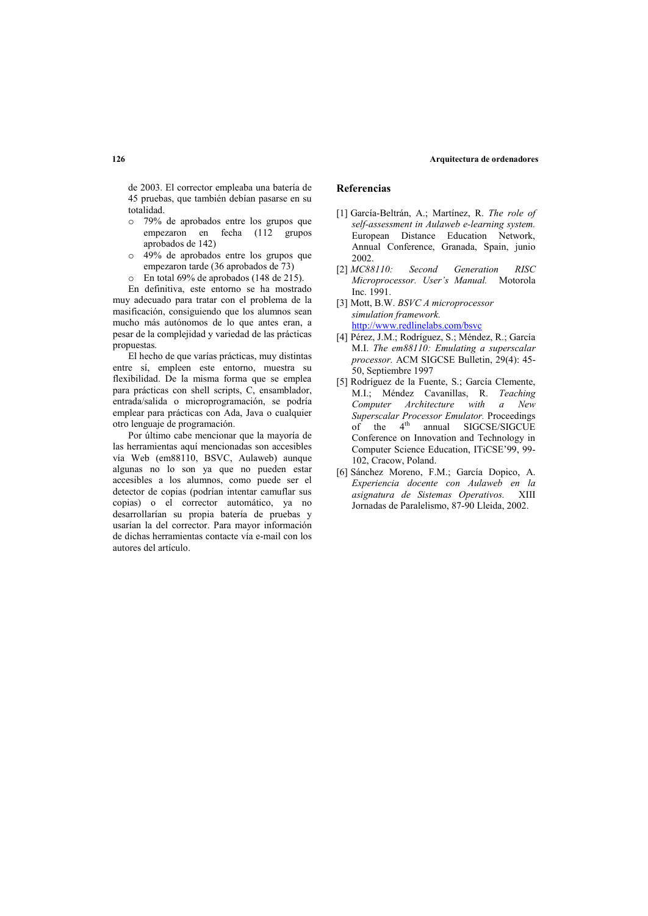de 2003. El corrector empleaba una batería de 45 pruebas, que también debían pasarse en su totalidad.

- 79% de aprobados entre los grupos que empezaron en fecha (112 grupos aprobados de 142)
- 49% de aprobados entre los grupos que empezaron tarde (36 aprobados de 73)
- En total 69% de aprobados (148 de 215).

En definitiva, este entorno se ha mostrado muy adecuado para tratar con el problema de la masificación, consiguiendo que los alumnos sean mucho más autónomos de lo que antes eran, a pesar de la complejidad y variedad de las prácticas propuestas.

El hecho de que varías prácticas, muy distintas entre sí, empleen este entorno, muestra su flexibilidad. De la misma forma que se emplea para prácticas con shell scripts, C, ensamblador, entrada/salida o microprogramación, se podría emplear para prácticas con Ada, Java o cualquier otro lenguaje de programación.

Por último cabe mencionar que la mayoría de las herramientas aquí mencionadas son accesibles vía Web (em88110, BSVC, Aulaweb) aunque algunas no lo son ya que no pueden estar accesibles a los alumnos, como puede ser el detector de copias (podrían intentar camuflar sus copias) o el corrector automático, ya no desarrollarían su propia batería de pruebas y usarían la del corrector. Para mayor información de dichas herramientas contacte vía e-mail con los autores del artículo.

## Referencias

[1] García-Beltrán, A.; Martínez, R. *The role of self-assessment in Aulaweb e-learning system.* European Distance Education Network, Annual Conference, Granada, Spain, junio 2002.

[2] *MC88110: Second Generation RISC Microprocessor. User's Manual.* Motorola Inc. 1991.

[3] Mott, B.W. *BSVC A microprocessor simulation framework.* http://www.redlinelabs.com/bsvc

[4] Pérez, J.M.; Rodríguez, S.; Méndez, R.; García M.I. *The em88110: Emulating a superscalar processor.* ACM SIGCSE Bulletin, 29(4): 45-50, Septiembre 1997

[5] Rodríguez de la Fuente, S.; García Clemente, M.I.; Méndez Cavanillas, R. *Teaching Computer Architecture with a New Superscalar Processor Emulator.* Proceedings of the 4th annual SIGCSE/SIGCUE Conference on Innovation and Technology in Computer Science Education, ITiCSE'99, 99-102, Cracow, Poland.

[6] Sánchez Moreno, F.M.; García Dopico, A. *Experiencia docente con Aulaweb en la asignatura de Sistemas Operativos.* XIII Jornadas de Paralelismo, 87-90 Lleida, 2002.